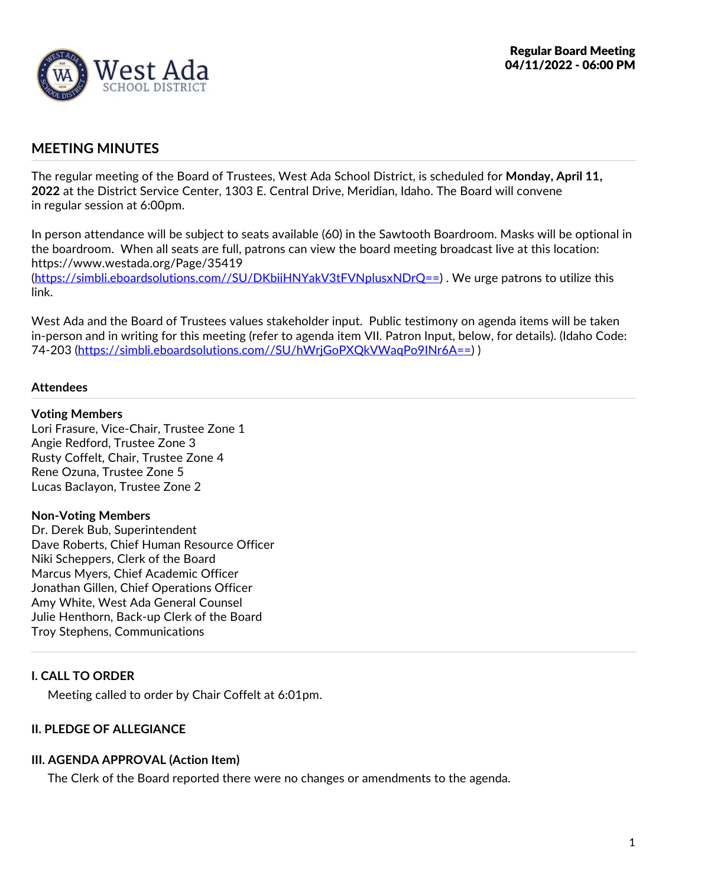**Regular Board Meeting**
**04/11/2022 - 06:00 PM**

West Ada SCHOOL DISTRICT

## MEETING MINUTES

The regular meeting of the Board of Trustees, West Ada School District, is scheduled for **Monday, April 11, 2022** at the District Service Center, 1303 E. Central Drive, Meridian, Idaho. The Board will convene in regular session at 6:00pm.

In person attendance will be subject to seats available (60) in the Sawtooth Boardroom. Masks will be optional in the boardroom. When all seats are full, patrons can view the board meeting broadcast live at this location: https://www.westada.org/Page/35419 (https://simbli.eboardsolutions.com//SU/DKbiiHNYakV3tFVNplusxNDrQ==) . We urge patrons to utilize this link.

West Ada and the Board of Trustees values stakeholder input. Public testimony on agenda items will be taken in-person and in writing for this meeting (refer to agenda item VII. Patron Input, below, for details). (Idaho Code: 74-203 (https://simbli.eboardsolutions.com//SU/hWrjGoPXQkVWaqPo9INr6A==) )

### Attendees

**Voting Members**
Lori Frasure, Vice-Chair, Trustee Zone 1
Angie Redford, Trustee Zone 3
Rusty Coffelt, Chair, Trustee Zone 4
Rene Ozuna, Trustee Zone 5
Lucas Baclayon, Trustee Zone 2

**Non-Voting Members**
Dr. Derek Bub, Superintendent
Dave Roberts, Chief Human Resource Officer
Niki Scheppers, Clerk of the Board
Marcus Myers, Chief Academic Officer
Jonathan Gillen, Chief Operations Officer
Amy White, West Ada General Counsel
Julie Henthorn, Back-up Clerk of the Board
Troy Stephens, Communications

### I. CALL TO ORDER

Meeting called to order by Chair Coffelt at 6:01pm.

### II. PLEDGE OF ALLEGIANCE

### III. AGENDA APPROVAL (Action Item)

The Clerk of the Board reported there were no changes or amendments to the agenda.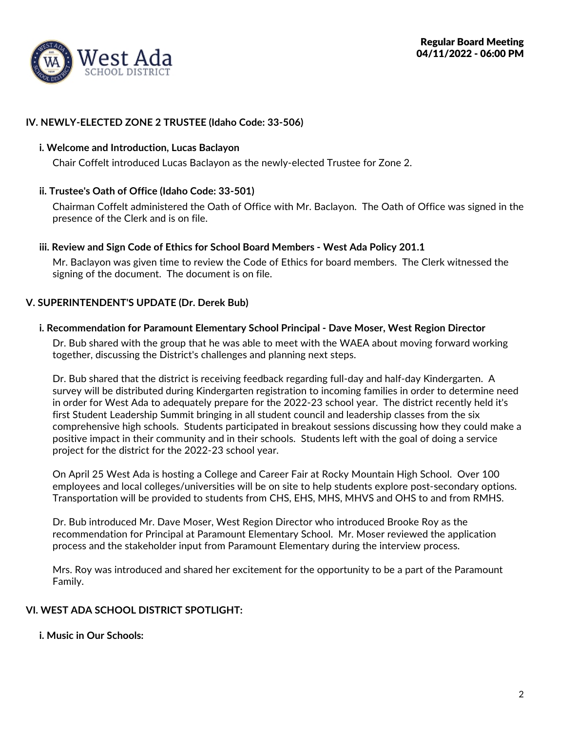## IV. NEWLY-ELECTED ZONE 2 TRUSTEE (Idaho Code: 33-506)

### i. Welcome and Introduction, Lucas Baclayon

Chair Coffelt introduced Lucas Baclayon as the newly-elected Trustee for Zone 2.

### ii. Trustee's Oath of Office (Idaho Code: 33-501)

Chairman Coffelt administered the Oath of Office with Mr. Baclayon. The Oath of Office was signed in the presence of the Clerk and is on file.

### iii. Review and Sign Code of Ethics for School Board Members - West Ada Policy 201.1

Mr. Baclayon was given time to review the Code of Ethics for board members. The Clerk witnessed the signing of the document. The document is on file.

## V. SUPERINTENDENT'S UPDATE (Dr. Derek Bub)

### i. Recommendation for Paramount Elementary School Principal - Dave Moser, West Region Director

Dr. Bub shared with the group that he was able to meet with the WAEA about moving forward working together, discussing the District's challenges and planning next steps.

Dr. Bub shared that the district is receiving feedback regarding full-day and half-day Kindergarten. A survey will be distributed during Kindergarten registration to incoming families in order to determine need in order for West Ada to adequately prepare for the 2022-23 school year. The district recently held it's first Student Leadership Summit bringing in all student council and leadership classes from the six comprehensive high schools. Students participated in breakout sessions discussing how they could make a positive impact in their community and in their schools. Students left with the goal of doing a service project for the district for the 2022-23 school year.

On April 25 West Ada is hosting a College and Career Fair at Rocky Mountain High School. Over 100 employees and local colleges/universities will be on site to help students explore post-secondary options. Transportation will be provided to students from CHS, EHS, MHS, MHVS and OHS to and from RMHS.

Dr. Bub introduced Mr. Dave Moser, West Region Director who introduced Brooke Roy as the recommendation for Principal at Paramount Elementary School. Mr. Moser reviewed the application process and the stakeholder input from Paramount Elementary during the interview process.

Mrs. Roy was introduced and shared her excitement for the opportunity to be a part of the Paramount Family.

## VI. WEST ADA SCHOOL DISTRICT SPOTLIGHT:

### i. Music in Our Schools: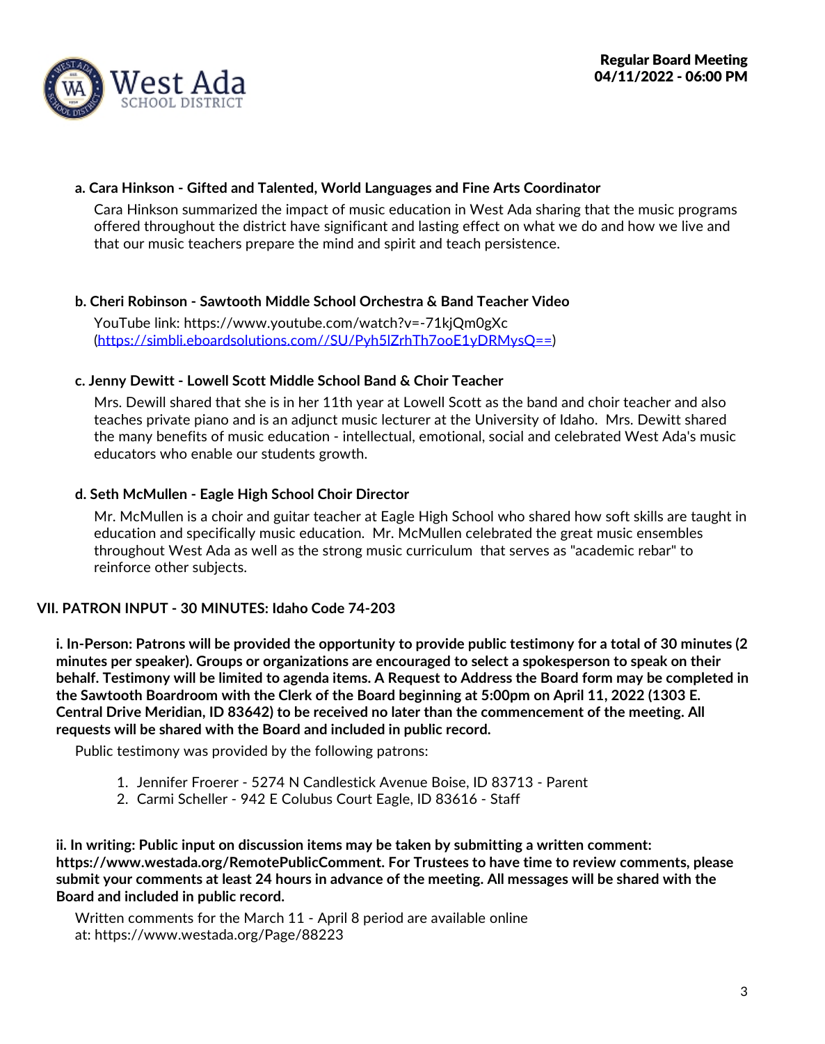**a. Cara Hinkson - Gifted and Talented, World Languages and Fine Arts Coordinator**

Cara Hinkson summarized the impact of music education in West Ada sharing that the music programs offered throughout the district have significant and lasting effect on what we do and how we live and that our music teachers prepare the mind and spirit and teach persistence.

**b. Cheri Robinson - Sawtooth Middle School Orchestra & Band Teacher Video**

YouTube link: https://www.youtube.com/watch?v=-71kjQm0gXc (https://simbli.eboardsolutions.com//SU/Pyh5lZrhTh7ooE1yDRMysQ==)

**c. Jenny Dewitt - Lowell Scott Middle School Band & Choir Teacher**

Mrs. Dewill shared that she is in her 11th year at Lowell Scott as the band and choir teacher and also teaches private piano and is an adjunct music lecturer at the University of Idaho. Mrs. Dewitt shared the many benefits of music education - intellectual, emotional, social and celebrated West Ada's music educators who enable our students growth.

**d. Seth McMullen - Eagle High School Choir Director**

Mr. McMullen is a choir and guitar teacher at Eagle High School who shared how soft skills are taught in education and specifically music education. Mr. McMullen celebrated the great music ensembles throughout West Ada as well as the strong music curriculum that serves as "academic rebar" to reinforce other subjects.

**VII. PATRON INPUT - 30 MINUTES: Idaho Code 74-203**

**i. In-Person: Patrons will be provided the opportunity to provide public testimony for a total of 30 minutes (2 minutes per speaker). Groups or organizations are encouraged to select a spokesperson to speak on their behalf. Testimony will be limited to agenda items. A Request to Address the Board form may be completed in the Sawtooth Boardroom with the Clerk of the Board beginning at 5:00pm on April 11, 2022 (1303 E. Central Drive Meridian, ID 83642) to be received no later than the commencement of the meeting. All requests will be shared with the Board and included in public record.**

Public testimony was provided by the following patrons:

1. Jennifer Froerer - 5274 N Candlestick Avenue Boise, ID 83713 - Parent
2. Carmi Scheller - 942 E Colubus Court Eagle, ID 83616 - Staff

**ii. In writing: Public input on discussion items may be taken by submitting a written comment: https://www.westada.org/RemotePublicComment. For Trustees to have time to review comments, please submit your comments at least 24 hours in advance of the meeting. All messages will be shared with the Board and included in public record.**

Written comments for the March 11 - April 8 period are available online at: https://www.westada.org/Page/88223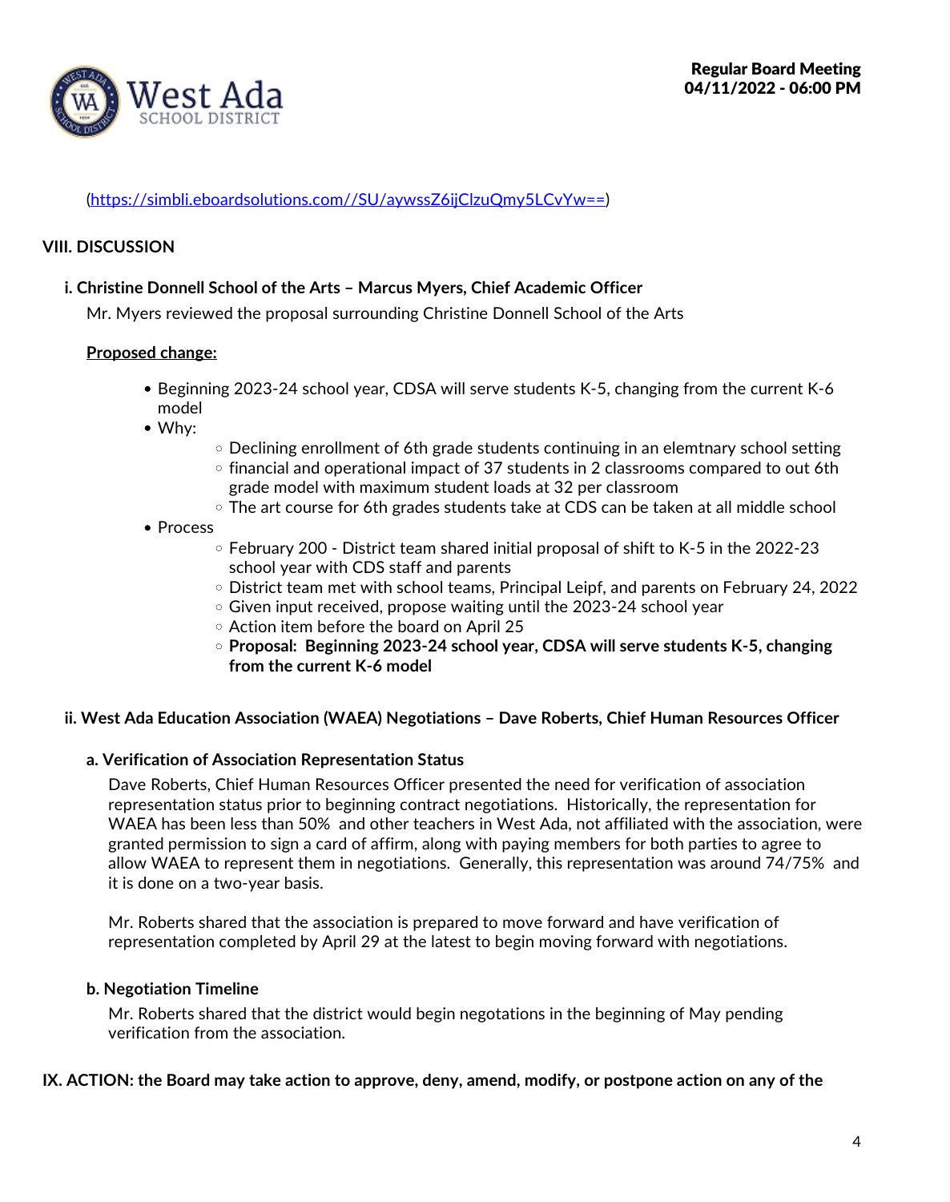(https://simbli.eboardsolutions.com//SU/aywssZ6ijClzuQmy5LCvYw==)

## VIII. DISCUSSION

### i. Christine Donnell School of the Arts – Marcus Myers, Chief Academic Officer

Mr. Myers reviewed the proposal surrounding Christine Donnell School of the Arts

**Proposed change:**

- Beginning 2023-24 school year, CDSA will serve students K-5, changing from the current K-6 model
- Why:
  - Declining enrollment of 6th grade students continuing in an elemtnary school setting
  - financial and operational impact of 37 students in 2 classrooms compared to out 6th grade model with maximum student loads at 32 per classroom
  - The art course for 6th grades students take at CDS can be taken at all middle school
- Process
  - February 200 - District team shared initial proposal of shift to K-5 in the 2022-23 school year with CDS staff and parents
  - District team met with school teams, Principal Leipf, and parents on February 24, 2022
  - Given input received, propose waiting until the 2023-24 school year
  - Action item before the board on April 25
  - **Proposal: Beginning 2023-24 school year, CDSA will serve students K-5, changing from the current K-6 model**

### ii. West Ada Education Association (WAEA) Negotiations – Dave Roberts, Chief Human Resources Officer

#### a. Verification of Association Representation Status

Dave Roberts, Chief Human Resources Officer presented the need for verification of association representation status prior to beginning contract negotiations. Historically, the representation for WAEA has been less than 50% and other teachers in West Ada, not affiliated with the association, were granted permission to sign a card of affirm, along with paying members for both parties to agree to allow WAEA to represent them in negotiations. Generally, this representation was around 74/75% and it is done on a two-year basis.

Mr. Roberts shared that the association is prepared to move forward and have verification of representation completed by April 29 at the latest to begin moving forward with negotiations.

#### b. Negotiation Timeline

Mr. Roberts shared that the district would begin negotiations in the beginning of May pending verification from the association.

## IX. ACTION: the Board may take action to approve, deny, amend, modify, or postpone action on any of the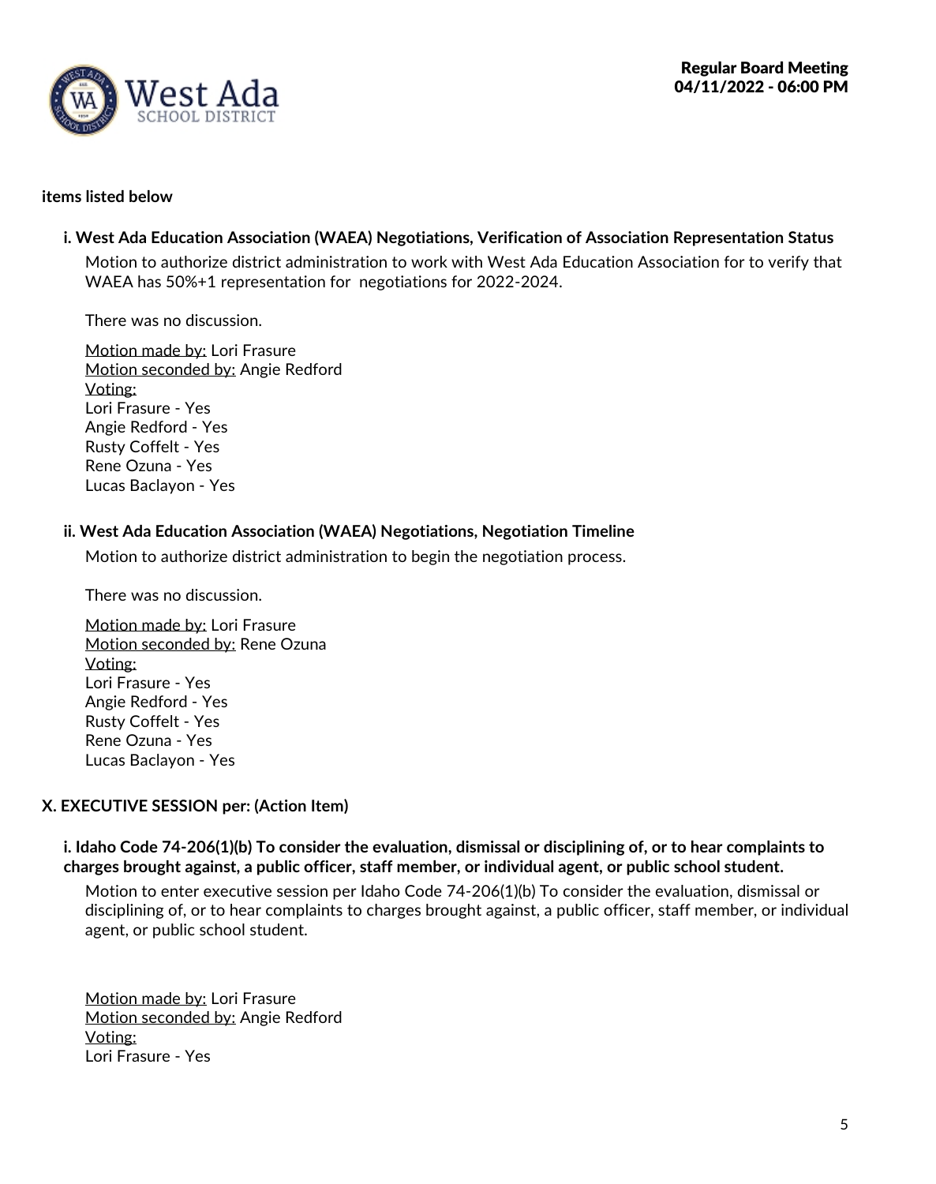**items listed below**

**i. West Ada Education Association (WAEA) Negotiations, Verification of Association Representation Status**

Motion to authorize district administration to work with West Ada Education Association for to verify that WAEA has 50%+1 representation for negotiations for 2022-2024.

There was no discussion.

Motion made by: Lori Frasure
Motion seconded by: Angie Redford
Voting:
Lori Frasure - Yes
Angie Redford - Yes
Rusty Coffelt - Yes
Rene Ozuna - Yes
Lucas Baclayon - Yes

**ii. West Ada Education Association (WAEA) Negotiations, Negotiation Timeline**

Motion to authorize district administration to begin the negotiation process.

There was no discussion.

Motion made by: Lori Frasure
Motion seconded by: Rene Ozuna
Voting:
Lori Frasure - Yes
Angie Redford - Yes
Rusty Coffelt - Yes
Rene Ozuna - Yes
Lucas Baclayon - Yes

## X. EXECUTIVE SESSION per: (Action Item)

**i. Idaho Code 74-206(1)(b) To consider the evaluation, dismissal or disciplining of, or to hear complaints to charges brought against, a public officer, staff member, or individual agent, or public school student.**

Motion to enter executive session per Idaho Code 74-206(1)(b) To consider the evaluation, dismissal or disciplining of, or to hear complaints to charges brought against, a public officer, staff member, or individual agent, or public school student.

Motion made by: Lori Frasure
Motion seconded by: Angie Redford
Voting:
Lori Frasure - Yes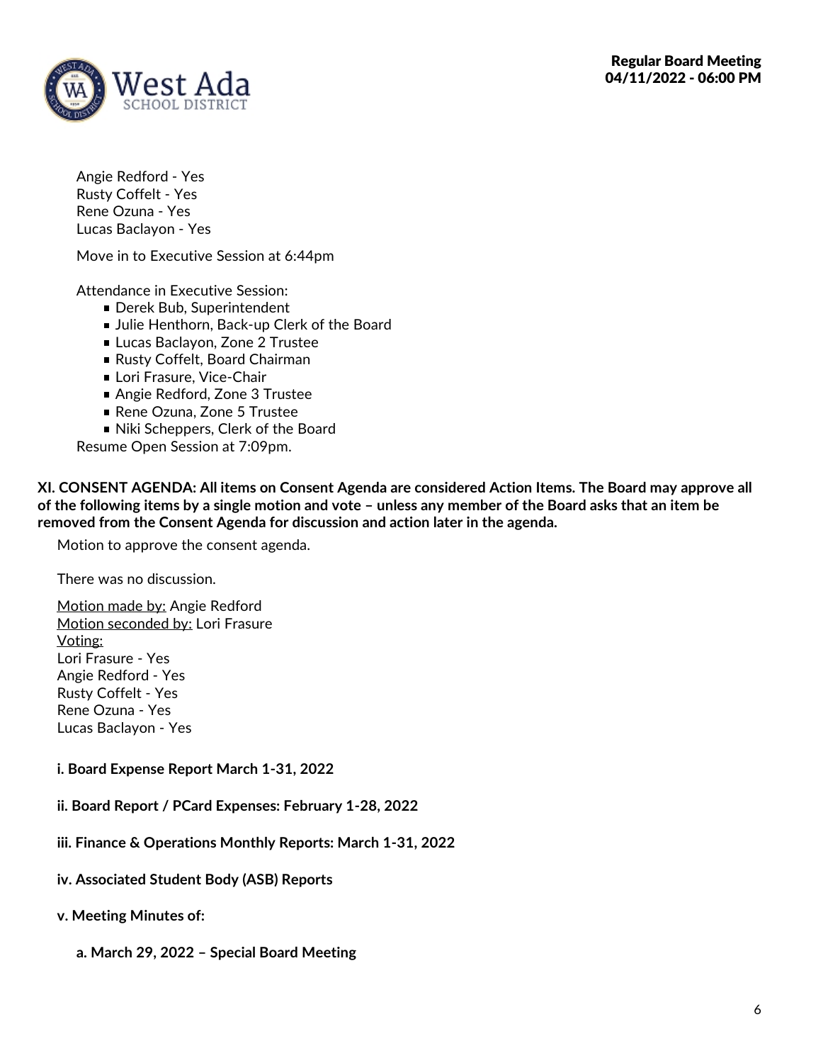Angie Redford - Yes
Rusty Coffelt - Yes
Rene Ozuna - Yes
Lucas Baclayon - Yes

Move in to Executive Session at 6:44pm

Attendance in Executive Session:

- Derek Bub, Superintendent
- Julie Henthorn, Back-up Clerk of the Board
- Lucas Baclayon, Zone 2 Trustee
- Rusty Coffelt, Board Chairman
- Lori Frasure, Vice-Chair
- Angie Redford, Zone 3 Trustee
- Rene Ozuna, Zone 5 Trustee
- Niki Scheppers, Clerk of the Board

Resume Open Session at 7:09pm.

**XI. CONSENT AGENDA: All items on Consent Agenda are considered Action Items. The Board may approve all of the following items by a single motion and vote – unless any member of the Board asks that an item be removed from the Consent Agenda for discussion and action later in the agenda.**

Motion to approve the consent agenda.

There was no discussion.

Motion made by: Angie Redford
Motion seconded by: Lori Frasure
Voting:
Lori Frasure - Yes
Angie Redford - Yes
Rusty Coffelt - Yes
Rene Ozuna - Yes
Lucas Baclayon - Yes

**i. Board Expense Report March 1-31, 2022**

**ii. Board Report / PCard Expenses: February 1-28, 2022**

**iii. Finance & Operations Monthly Reports: March 1-31, 2022**

**iv. Associated Student Body (ASB) Reports**

**v. Meeting Minutes of:**

**a. March 29, 2022 – Special Board Meeting**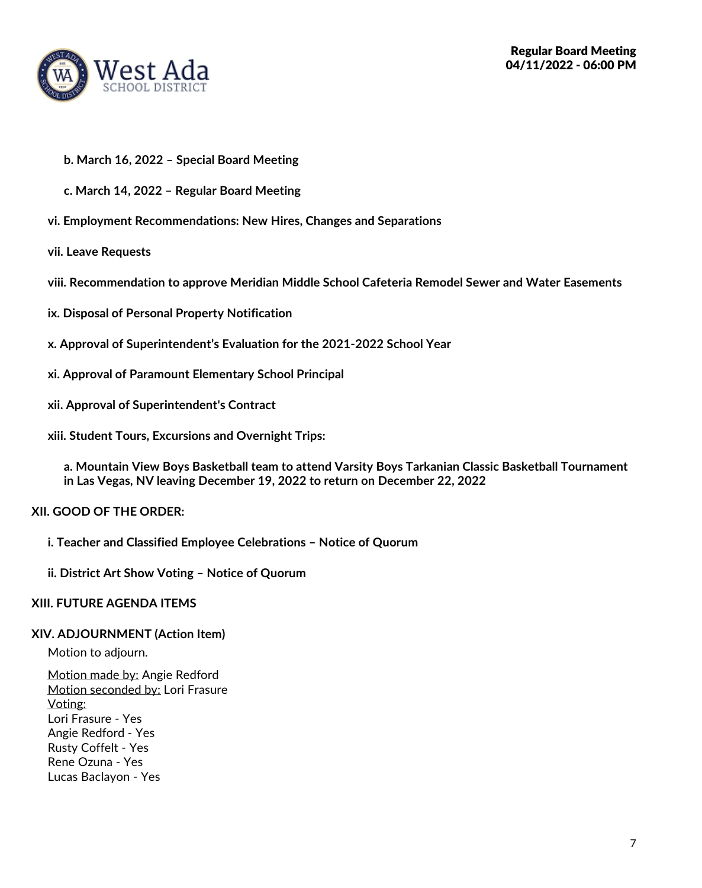**b. March 16, 2022 – Special Board Meeting**

**c. March 14, 2022 – Regular Board Meeting**

**vi. Employment Recommendations: New Hires, Changes and Separations**

**vii. Leave Requests**

**viii. Recommendation to approve Meridian Middle School Cafeteria Remodel Sewer and Water Easements**

**ix. Disposal of Personal Property Notification**

**x. Approval of Superintendent's Evaluation for the 2021-2022 School Year**

**xi. Approval of Paramount Elementary School Principal**

**xii. Approval of Superintendent's Contract**

**xiii. Student Tours, Excursions and Overnight Trips:**

**a. Mountain View Boys Basketball team to attend Varsity Boys Tarkanian Classic Basketball Tournament in Las Vegas, NV leaving December 19, 2022 to return on December 22, 2022**

## XII. GOOD OF THE ORDER:

**i. Teacher and Classified Employee Celebrations – Notice of Quorum**

**ii. District Art Show Voting – Notice of Quorum**

## XIII. FUTURE AGENDA ITEMS

## XIV. ADJOURNMENT (Action Item)

Motion to adjourn.

Motion made by: Angie Redford
Motion seconded by: Lori Frasure
Voting:
Lori Frasure - Yes
Angie Redford - Yes
Rusty Coffelt - Yes
Rene Ozuna - Yes
Lucas Baclayon - Yes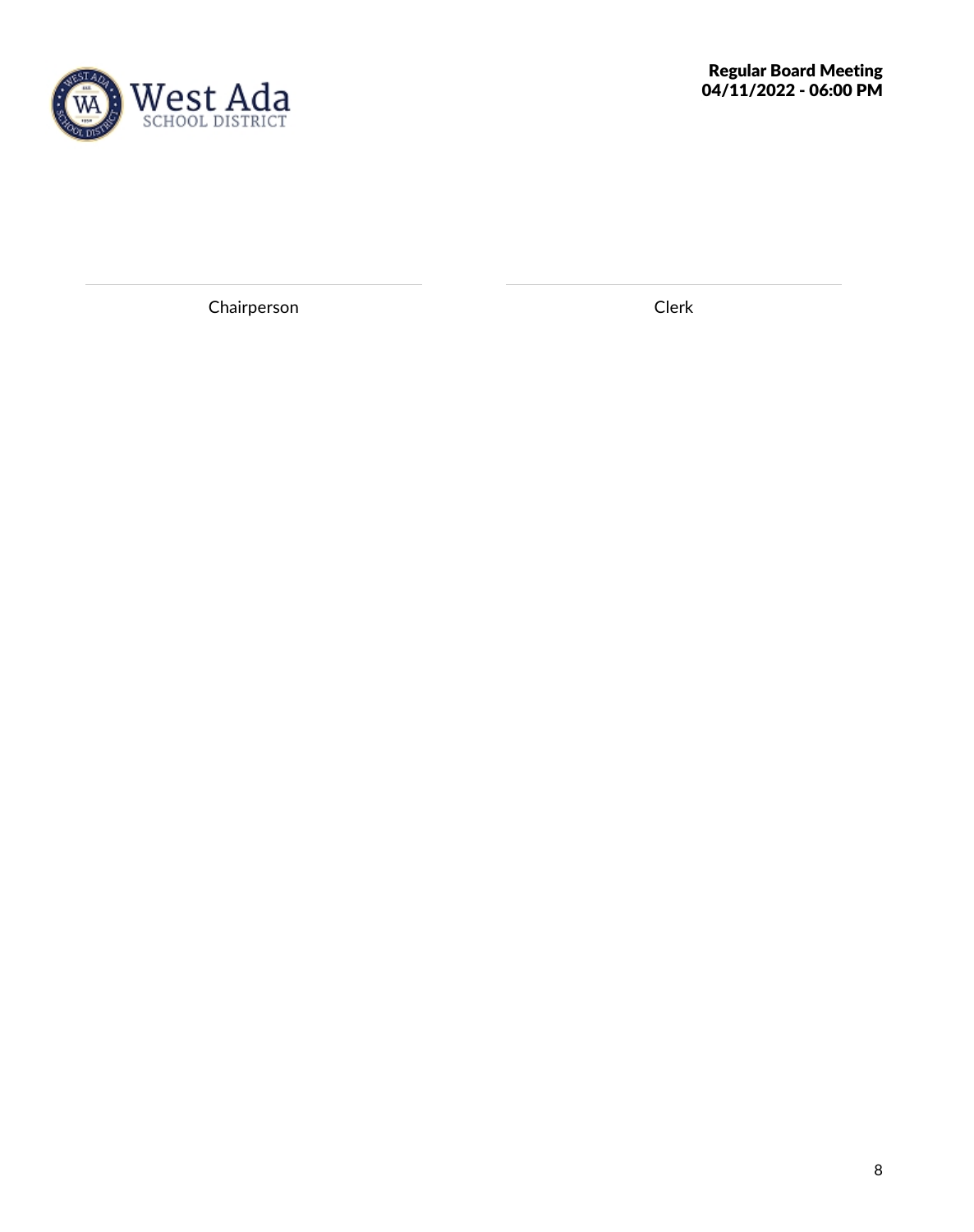| | |
|---|---|
| Chairperson | Clerk |